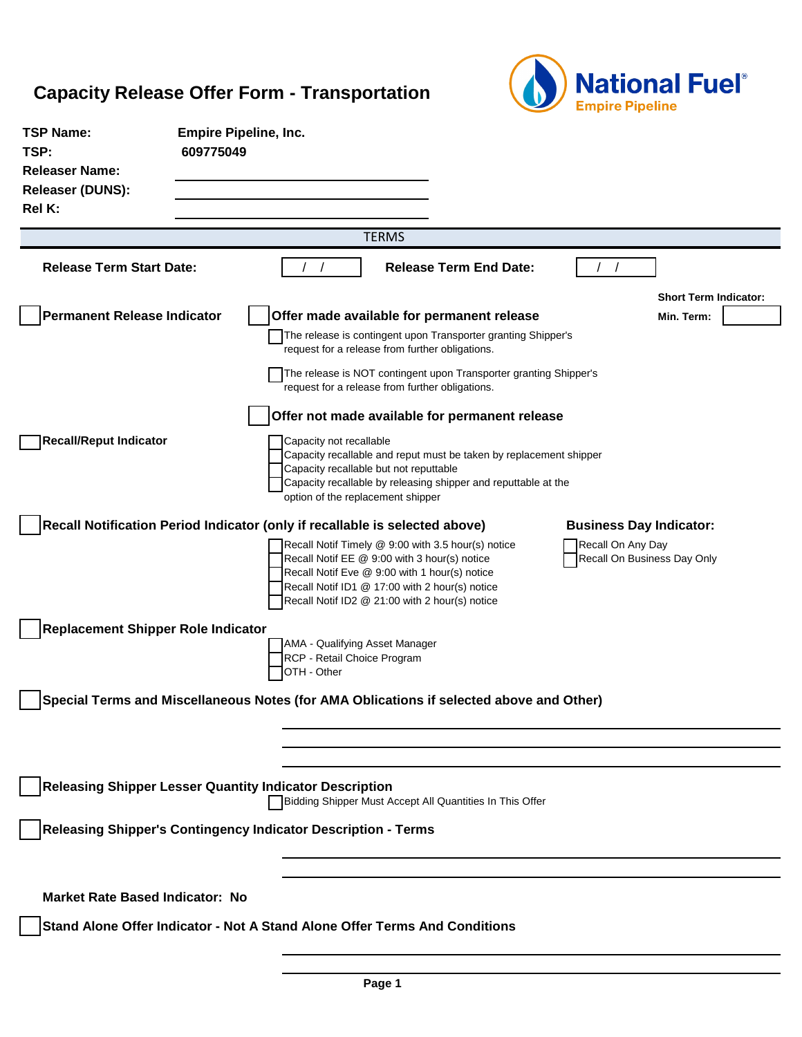# Capacity Release Offer Form - Transportation

National Fuel®
Empire Pipeline

**TSP Name:** Empire Pipeline, Inc.
**TSP:** 609775049
**Releaser Name:** ______________________
**Releaser (DUNS):** ______________________
**Rel K:** ______________________

## TERMS

**Release Term Start Date:** / /  **Release Term End Date:** / /

**Short Term Indicator:**
**Min. Term:** ______

☐ **Permanent Release Indicator**

☐ **Offer made available for permanent release**

- ☐ The release is contingent upon Transporter granting Shipper's request for a release from further obligations.
- ☐ The release is NOT contingent upon Transporter granting Shipper's request for a release from further obligations.

☐ **Offer not made available for permanent release**

☐ **Recall/Reput Indicator**

- ☐ Capacity not recallable
- ☐ Capacity recallable and reput must be taken by replacement shipper
- ☐ Capacity recallable but not reputtable
- ☐ Capacity recallable by releasing shipper and reputtable at the option of the replacement shipper

☐ **Recall Notification Period Indicator (only if recallable is selected above)**

- ☐ Recall Notif Timely @ 9:00 with 3.5 hour(s) notice
- ☐ Recall Notif EE @ 9:00 with 3 hour(s) notice
- ☐ Recall Notif Eve @ 9:00 with 1 hour(s) notice
- ☐ Recall Notif ID1 @ 17:00 with 2 hour(s) notice
- ☐ Recall Notif ID2 @ 21:00 with 2 hour(s) notice

**Business Day Indicator:**

- ☐ Recall On Any Day
- ☐ Recall On Business Day Only

☐ **Replacement Shipper Role Indicator**

- ☐ AMA - Qualifying Asset Manager
- ☐ RCP - Retail Choice Program
- ☐ OTH - Other

☐ **Special Terms and Miscellaneous Notes (for AMA Oblications if selected above and Other)**

______________________________________________

______________________________________________

______________________________________________

☐ **Releasing Shipper Lesser Quantity Indicator Description**

- ☐ Bidding Shipper Must Accept All Quantities In This Offer

☐ **Releasing Shipper's Contingency Indicator Description - Terms**

______________________________________________

______________________________________________

**Market Rate Based Indicator: No**

☐ **Stand Alone Offer Indicator - Not A Stand Alone Offer Terms And Conditions**

______________________________________________

______________________________________________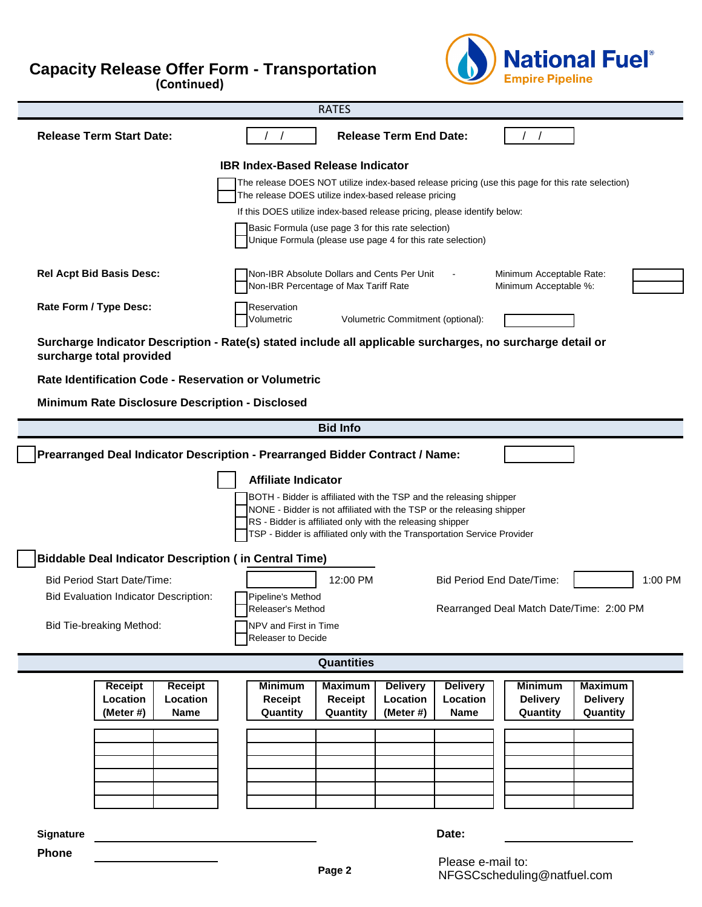# Capacity Release Offer Form - Transportation
**(Continued)**

National Fuel®
Empire Pipeline

## RATES

**Release Term Start Date:** / /  **Release Term End Date:** / /

### IBR Index-Based Release Indicator

- ☐ The release DOES NOT utilize index-based release pricing (use this page for this rate selection)
- ☐ The release DOES utilize index-based release pricing

If this DOES utilize index-based release pricing, please identify below:

- ☐ Basic Formula (use page 3 for this rate selection)
- ☐ Unique Formula (please use page 4 for this rate selection)

**Rel Acpt Bid Basis Desc:**

- ☐ Non-IBR Absolute Dollars and Cents Per Unit - Minimum Acceptable Rate: ______
- ☐ Non-IBR Percentage of Max Tariff Rate Minimum Acceptable %: ______

**Rate Form / Type Desc:**

- ☐ Reservation
- ☐ Volumetric Volumetric Commitment (optional): ______

**Surcharge Indicator Description - Rate(s) stated include all applicable surcharges, no surcharge detail or surcharge total provided**

**Rate Identification Code - Reservation or Volumetric**

**Minimum Rate Disclosure Description - Disclosed**

## Bid Info

☐ **Prearranged Deal Indicator Description - Prearranged Bidder Contract / Name:** ______

☐ **Affiliate Indicator**

- ☐ BOTH - Bidder is affiliated with the TSP and the releasing shipper
- ☐ NONE - Bidder is not affiliated with the TSP or the releasing shipper
- ☐ RS - Bidder is affiliated only with the releasing shipper
- ☐ TSP - Bidder is affiliated only with the Transportation Service Provider

☐ **Biddable Deal Indicator Description ( in Central Time)**

Bid Period Start Date/Time: ______ 12:00 PM  Bid Period End Date/Time: ______ 1:00 PM

Bid Evaluation Indicator Description:

- ☐ Pipeline's Method
- ☐ Releaser's Method

Rearranged Deal Match Date/Time: 2:00 PM

Bid Tie-breaking Method:

- ☐ NPV and First in Time
- ☐ Releaser to Decide

## Quantities

| Receipt Location (Meter #) | Receipt Location Name | Minimum Receipt Quantity | Maximum Receipt Quantity | Delivery Location (Meter #) | Delivery Location Name | Minimum Delivery Quantity | Maximum Delivery Quantity |
|---|---|---|---|---|---|---|---|
| | | | | | | | |
| | | | | | | | |
| | | | | | | | |
| | | | | | | | |
| | | | | | | | |
| | | | | | | | |

**Signature** ______________________  **Date:** ______________

**Phone** ______________

Please e-mail to:
NFGSCscheduling@natfuel.com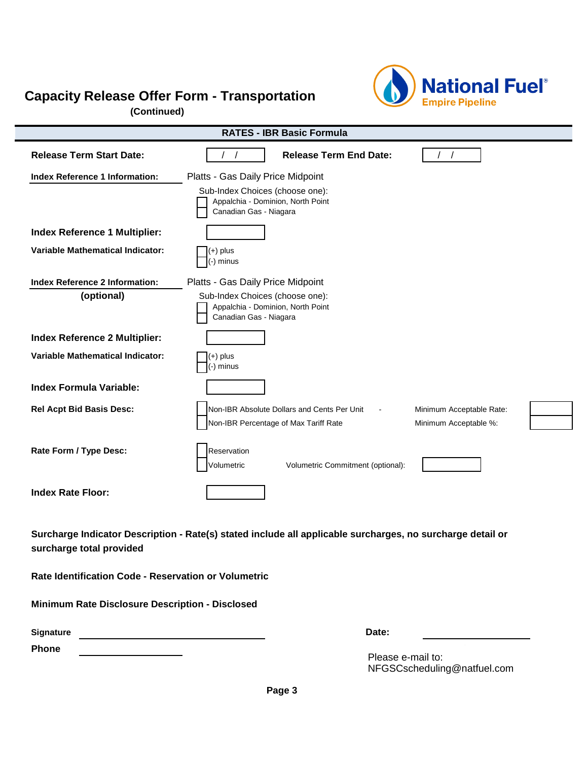# Capacity Release Offer Form - Transportation

**(Continued)**

National Fuel® Empire Pipeline

## RATES - IBR Basic Formula

**Release Term Start Date:** ___ / ___ / ___ **Release Term End Date:** ___ / ___ / ___

**Index Reference 1 Information:** Platts - Gas Daily Price Midpoint

Sub-Index Choices (choose one):

- ☐ Appalchia - Dominion, North Point
- ☐ Canadian Gas - Niagara

**Index Reference 1 Multiplier:** ________

**Variable Mathematical Indicator:**

- ☐ (+) plus
- ☐ (-) minus

**Index Reference 2 Information:** Platts - Gas Daily Price Midpoint
**(optional)**

Sub-Index Choices (choose one):

- ☐ Appalchia - Dominion, North Point
- ☐ Canadian Gas - Niagara

**Index Reference 2 Multiplier:** ________

**Variable Mathematical Indicator:**

- ☐ (+) plus
- ☐ (-) minus

**Index Formula Variable:** ________

**Rel Acpt Bid Basis Desc:**

- ☐ Non-IBR Absolute Dollars and Cents Per Unit - Minimum Acceptable Rate: ________
- ☐ Non-IBR Percentage of Max Tariff Rate Minimum Acceptable %: ________

**Rate Form / Type Desc:**

- ☐ Reservation
- ☐ Volumetric Volumetric Commitment (optional): ________

**Index Rate Floor:** ________

**Surcharge Indicator Description - Rate(s) stated include all applicable surcharges, no surcharge detail or surcharge total provided**

**Rate Identification Code - Reservation or Volumetric**

**Minimum Rate Disclosure Description - Disclosed**

**Signature** ______________________ **Date:** ______________

**Phone** ______________

Please e-mail to:
NFGSCscheduling@natfuel.com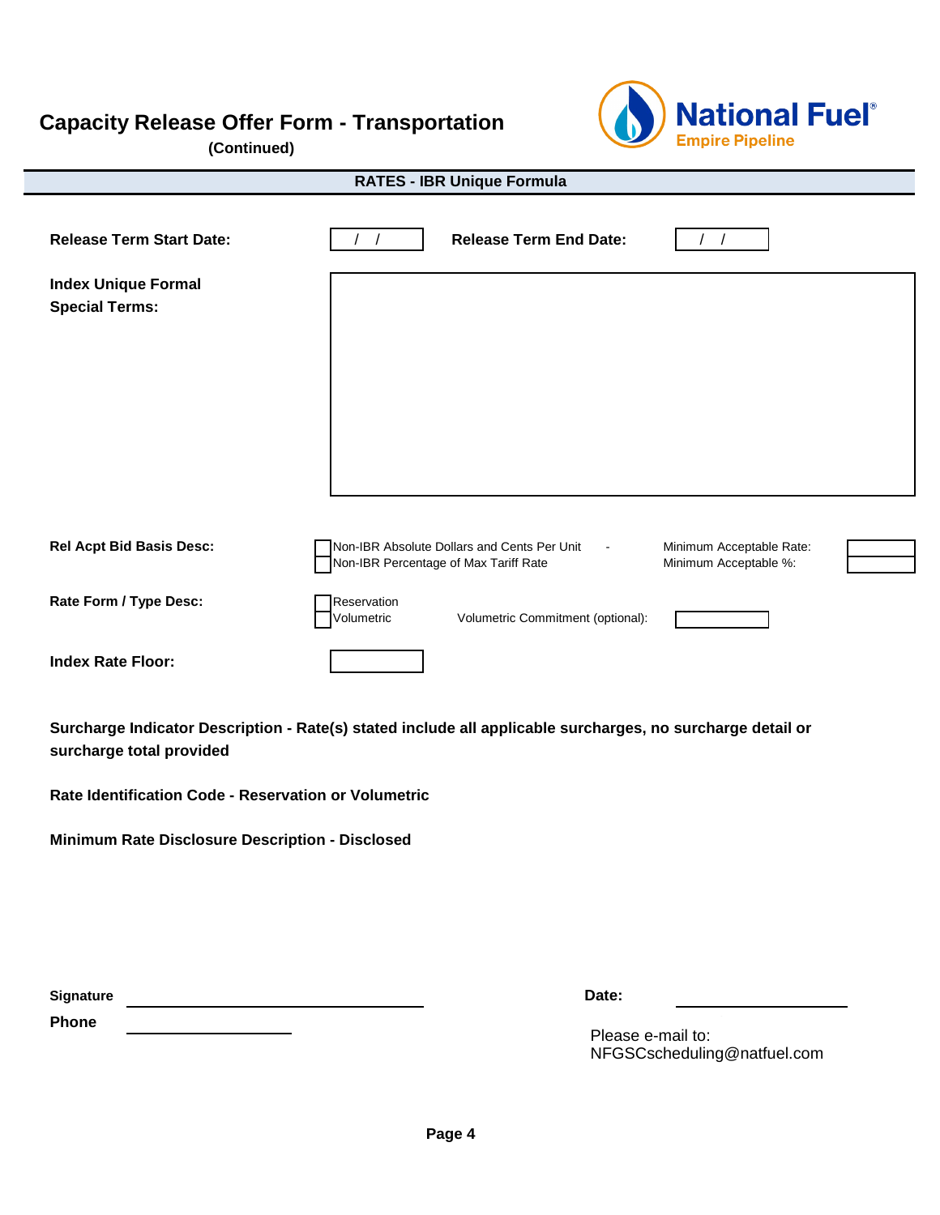# Capacity Release Offer Form - Transportation

**(Continued)**

National Fuel®
Empire Pipeline

## RATES - IBR Unique Formula

**Release Term Start Date:** / / **Release Term End Date:** / /

**Index Unique Formal Special Terms:**

**Rel Acpt Bid Basis Desc:**

- ☐ Non-IBR Absolute Dollars and Cents Per Unit - Minimum Acceptable Rate:
- ☐ Non-IBR Percentage of Max Tariff Rate Minimum Acceptable %:

**Rate Form / Type Desc:**

- ☐ Reservation
- ☐ Volumetric Volumetric Commitment (optional):

**Index Rate Floor:**

**Surcharge Indicator Description - Rate(s) stated include all applicable surcharges, no surcharge detail or surcharge total provided**

**Rate Identification Code - Reservation or Volumetric**

**Minimum Rate Disclosure Description - Disclosed**

**Signature** ______________________ **Date:** ______________

**Phone** ______________

Please e-mail to:
NFGSCscheduling@natfuel.com